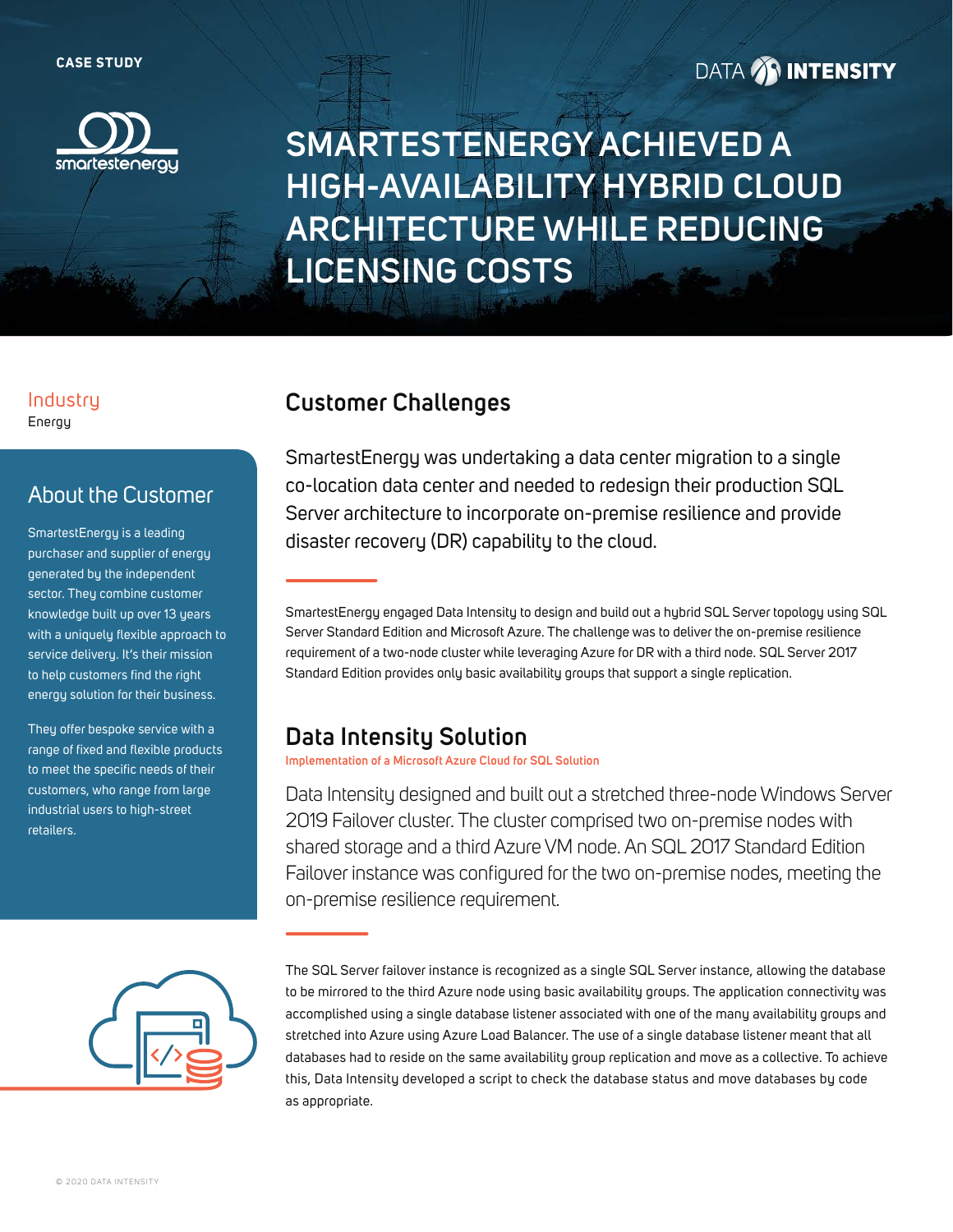CASE STUDY

# SMARTESTENERGY ACHIEVED A HIGH-AVAILABILITY HYBRID CLOUD ARCHITECTURE WHILE REDUCING LICENSING COSTS

**Industry**
Energy

## About the Customer

SmartestEnergy is a leading purchaser and supplier of energy generated by the independent sector. They combine customer knowledge built up over 13 years with a uniquely flexible approach to service delivery. It's their mission to help customers find the right energy solution for their business.

They offer bespoke service with a range of fixed and flexible products to meet the specific needs of their customers, who range from large industrial users to high-street retailers.

## Customer Challenges

SmartestEnergy was undertaking a data center migration to a single co-location data center and needed to redesign their production SQL Server architecture to incorporate on-premise resilience and provide disaster recovery (DR) capability to the cloud.

SmartestEnergy engaged Data Intensity to design and build out a hybrid SQL Server topology using SQL Server Standard Edition and Microsoft Azure. The challenge was to deliver the on-premise resilience requirement of a two-node cluster while leveraging Azure for DR with a third node. SQL Server 2017 Standard Edition provides only basic availability groups that support a single replication.

## Data Intensity Solution

**Implementation of a Microsoft Azure Cloud for SQL Solution**

Data Intensity designed and built out a stretched three-node Windows Server 2019 Failover cluster. The cluster comprised two on-premise nodes with shared storage and a third Azure VM node. An SQL 2017 Standard Edition Failover instance was configured for the two on-premise nodes, meeting the on-premise resilience requirement.

The SQL Server failover instance is recognized as a single SQL Server instance, allowing the database to be mirrored to the third Azure node using basic availability groups. The application connectivity was accomplished using a single database listener associated with one of the many availability groups and stretched into Azure using Azure Load Balancer. The use of a single database listener meant that all databases had to reside on the same availability group replication and move as a collective. To achieve this, Data Intensity developed a script to check the database status and move databases by code as appropriate.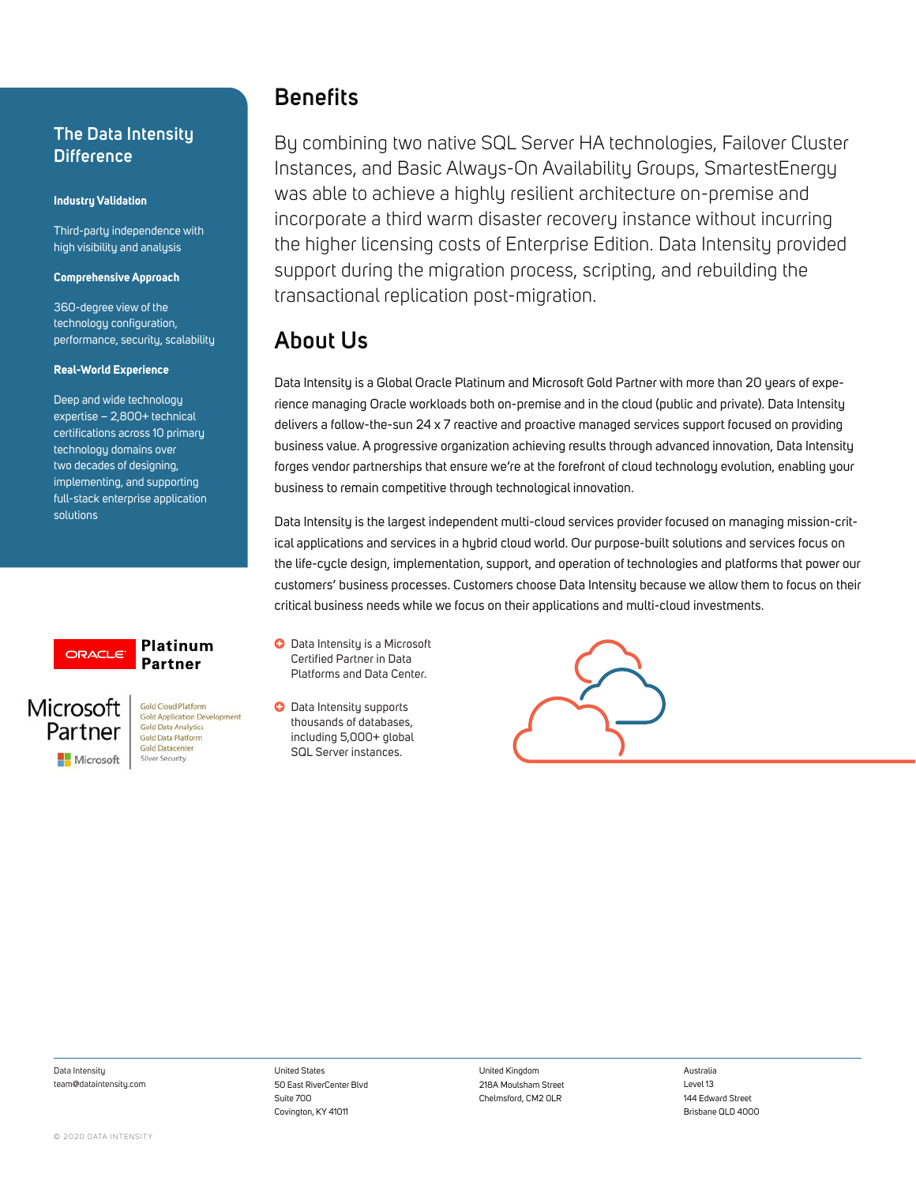## The Data Intensity Difference

**Industry Validation**

Third-party independence with high visibility and analysis

**Comprehensive Approach**

360-degree view of the technology configuration, performance, security, scalability

**Real-World Experience**

Deep and wide technology expertise – 2,800+ technical certifications across 10 primary technology domains over two decades of designing, implementing, and supporting full-stack enterprise application solutions

## Benefits

By combining two native SQL Server HA technologies, Failover Cluster Instances, and Basic Always-On Availability Groups, SmartestEnergy was able to achieve a highly resilient architecture on-premise and incorporate a third warm disaster recovery instance without incurring the higher licensing costs of Enterprise Edition. Data Intensity provided support during the migration process, scripting, and rebuilding the transactional replication post-migration.

## About Us

Data Intensity is a Global Oracle Platinum and Microsoft Gold Partner with more than 20 years of experience managing Oracle workloads both on-premise and in the cloud (public and private). Data Intensity delivers a follow-the-sun 24 x 7 reactive and proactive managed services support focused on providing business value. A progressive organization achieving results through advanced innovation, Data Intensity forges vendor partnerships that ensure we're at the forefront of cloud technology evolution, enabling your business to remain competitive through technological innovation.

Data Intensity is the largest independent multi-cloud services provider focused on managing mission-critical applications and services in a hybrid cloud world. Our purpose-built solutions and services focus on the life-cycle design, implementation, support, and operation of technologies and platforms that power our customers' business processes. Customers choose Data Intensity because we allow them to focus on their critical business needs while we focus on their applications and multi-cloud investments.

ORACLE Platinum Partner

Microsoft Partner

Gold Cloud Platform
Gold Application Development
Gold Data Analytics
Gold Data Platform
Gold Datacenter
Silver Security

- Data Intensity is a Microsoft Certified Partner in Data Platforms and Data Center.
- Data Intensity supports thousands of databases, including 5,000+ global SQL Server instances.

Data Intensity
team@dataintensity.com

United States
50 East RiverCenter Blvd
Suite 700
Covington, KY 41011

United Kingdom
218A Moulsham Street
Chelmsford, CM2 0LR

Australia
Level 13
144 Edward Street
Brisbane QLD 4000

© 2020 DATA INTENSITY